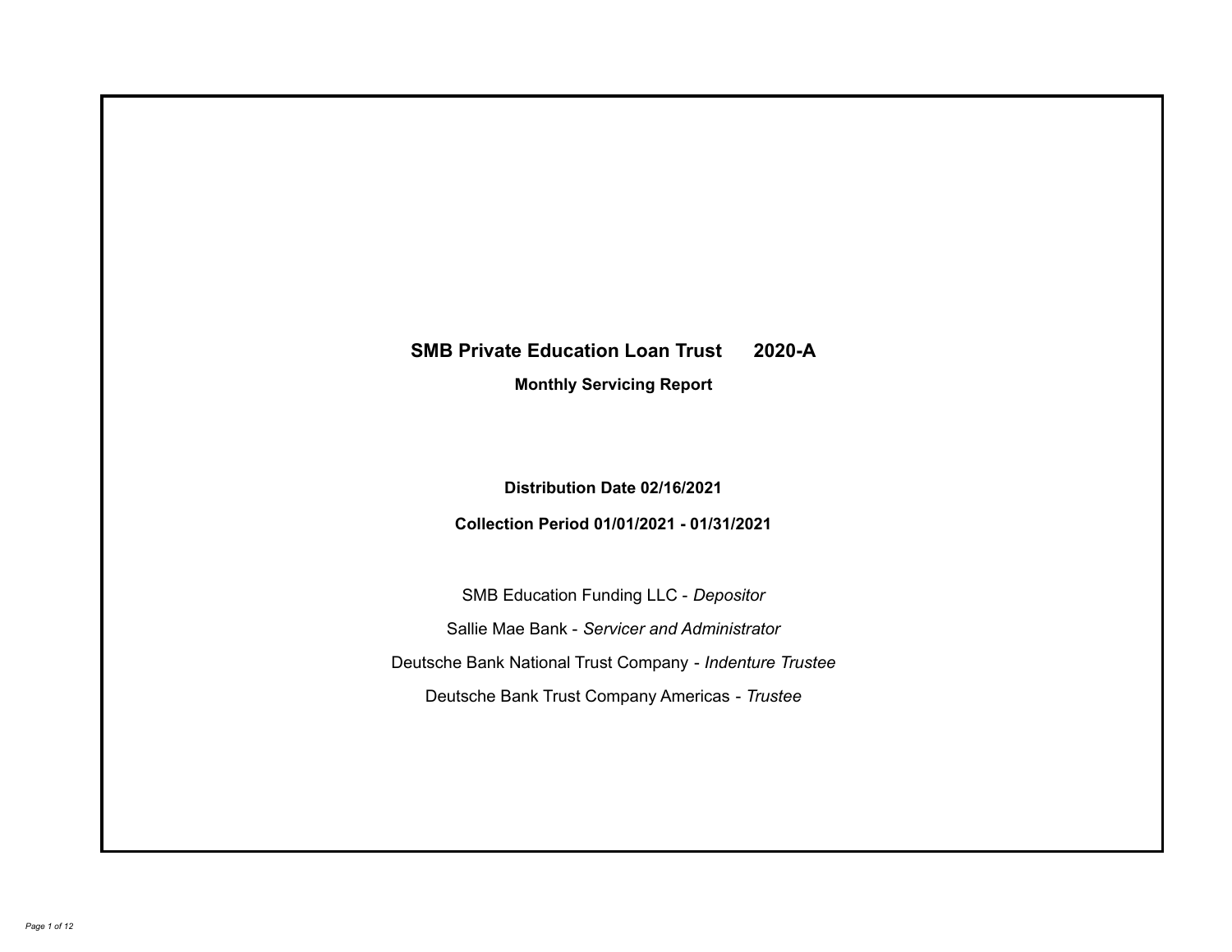# SMB Private Education Loan Trust 2020-A

**Monthly Servicing Report**

**Distribution Date 02/16/2021**

**Collection Period 01/01/2021 - 01/31/2021**

SMB Education Funding LLC - *Depositor*

Sallie Mae Bank - *Servicer and Administrator*

Deutsche Bank National Trust Company - *Indenture Trustee*

Deutsche Bank Trust Company Americas - *Trustee*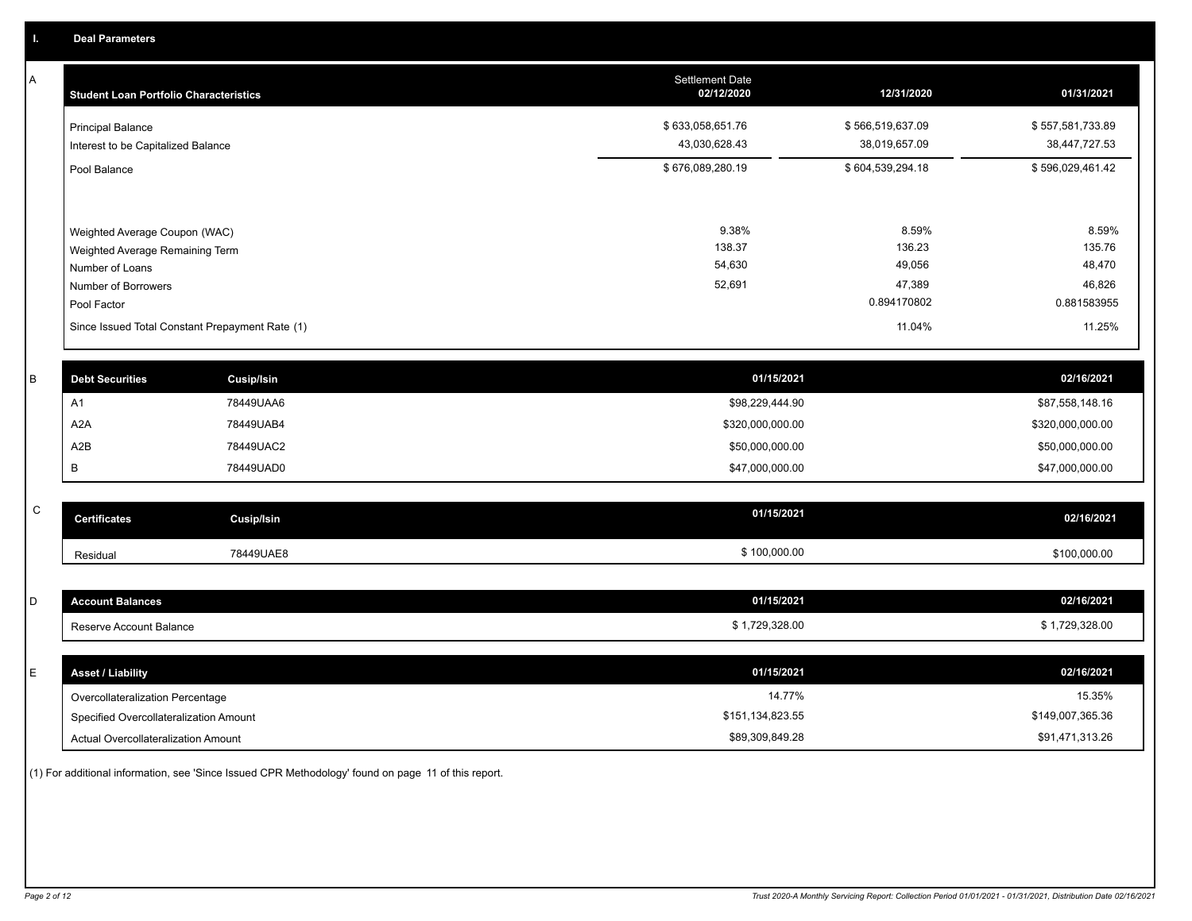## I. Deal Parameters

### A

| Student Loan Portfolio Characteristics | Settlement Date 02/12/2020 | 12/31/2020 | 01/31/2021 |
|---|---|---|---|
| Principal Balance | $ 633,058,651.76 | $ 566,519,637.09 | $ 557,581,733.89 |
| Interest to be Capitalized Balance | 43,030,628.43 | 38,019,657.09 | 38,447,727.53 |
| Pool Balance | $ 676,089,280.19 | $ 604,539,294.18 | $ 596,029,461.42 |
| Weighted Average Coupon (WAC) | 9.38% | 8.59% | 8.59% |
| Weighted Average Remaining Term | 138.37 | 136.23 | 135.76 |
| Number of Loans | 54,630 | 49,056 | 48,470 |
| Number of Borrowers | 52,691 | 47,389 | 46,826 |
| Pool Factor | | 0.894170802 | 0.881583955 |
| Since Issued Total Constant Prepayment Rate (1) | | 11.04% | 11.25% |

### B

| Debt Securities | Cusip/Isin | 01/15/2021 | 02/16/2021 |
|---|---|---|---|
| A1 | 78449UAA6 | $98,229,444.90 | $87,558,148.16 |
| A2A | 78449UAB4 | $320,000,000.00 | $320,000,000.00 |
| A2B | 78449UAC2 | $50,000,000.00 | $50,000,000.00 |
| B | 78449UAD0 | $47,000,000.00 | $47,000,000.00 |

### C

| Certificates | Cusip/Isin | 01/15/2021 | 02/16/2021 |
|---|---|---|---|
| Residual | 78449UAE8 | $ 100,000.00 | $100,000.00 |

### D

| Account Balances | 01/15/2021 | 02/16/2021 |
|---|---|---|
| Reserve Account Balance | $ 1,729,328.00 | $ 1,729,328.00 |

### E

| Asset / Liability | 01/15/2021 | 02/16/2021 |
|---|---|---|
| Overcollateralization Percentage | 14.77% | 15.35% |
| Specified Overcollateralization Amount | $151,134,823.55 | $149,007,365.36 |
| Actual Overcollateralization Amount | $89,309,849.28 | $91,471,313.26 |

(1) For additional information, see 'Since Issued CPR Methodology' found on page 11 of this report.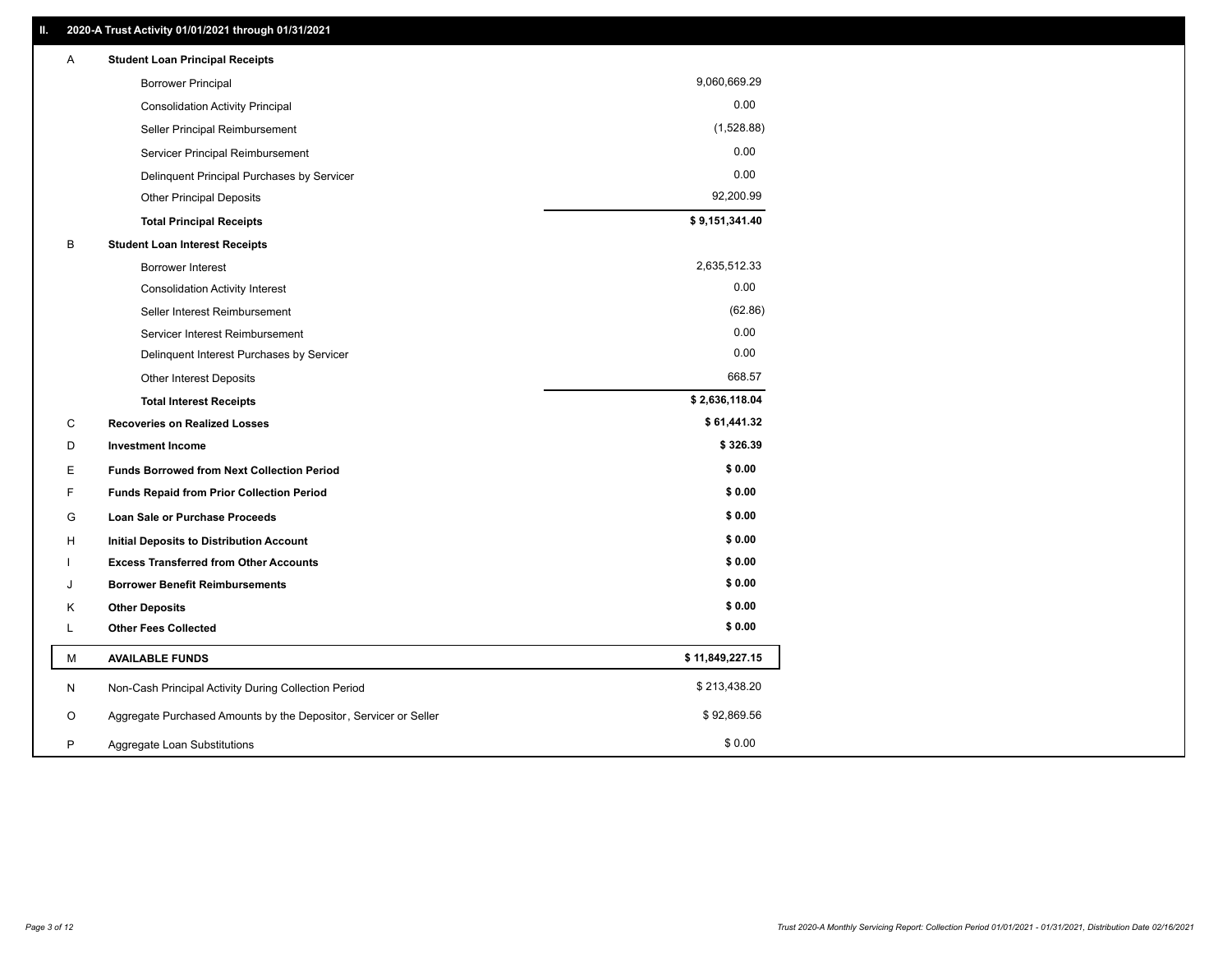## II. 2020-A Trust Activity 01/01/2021 through 01/31/2021

| | | |
|---|---|---|
| A | **Student Loan Principal Receipts** | |
| | Borrower Principal | 9,060,669.29 |
| | Consolidation Activity Principal | 0.00 |
| | Seller Principal Reimbursement | (1,528.88) |
| | Servicer Principal Reimbursement | 0.00 |
| | Delinquent Principal Purchases by Servicer | 0.00 |
| | Other Principal Deposits | 92,200.99 |
| | **Total Principal Receipts** | **$ 9,151,341.40** |
| B | **Student Loan Interest Receipts** | |
| | Borrower Interest | 2,635,512.33 |
| | Consolidation Activity Interest | 0.00 |
| | Seller Interest Reimbursement | (62.86) |
| | Servicer Interest Reimbursement | 0.00 |
| | Delinquent Interest Purchases by Servicer | 0.00 |
| | Other Interest Deposits | 668.57 |
| | **Total Interest Receipts** | **$ 2,636,118.04** |
| C | **Recoveries on Realized Losses** | **$ 61,441.32** |
| D | **Investment Income** | **$ 326.39** |
| E | **Funds Borrowed from Next Collection Period** | **$ 0.00** |
| F | **Funds Repaid from Prior Collection Period** | **$ 0.00** |
| G | **Loan Sale or Purchase Proceeds** | **$ 0.00** |
| H | **Initial Deposits to Distribution Account** | **$ 0.00** |
| I | **Excess Transferred from Other Accounts** | **$ 0.00** |
| J | **Borrower Benefit Reimbursements** | **$ 0.00** |
| K | **Other Deposits** | **$ 0.00** |
| L | **Other Fees Collected** | **$ 0.00** |
| M | **AVAILABLE FUNDS** | **$ 11,849,227.15** |
| N | Non-Cash Principal Activity During Collection Period | $ 213,438.20 |
| O | Aggregate Purchased Amounts by the Depositor, Servicer or Seller | $ 92,869.56 |
| P | Aggregate Loan Substitutions | $ 0.00 |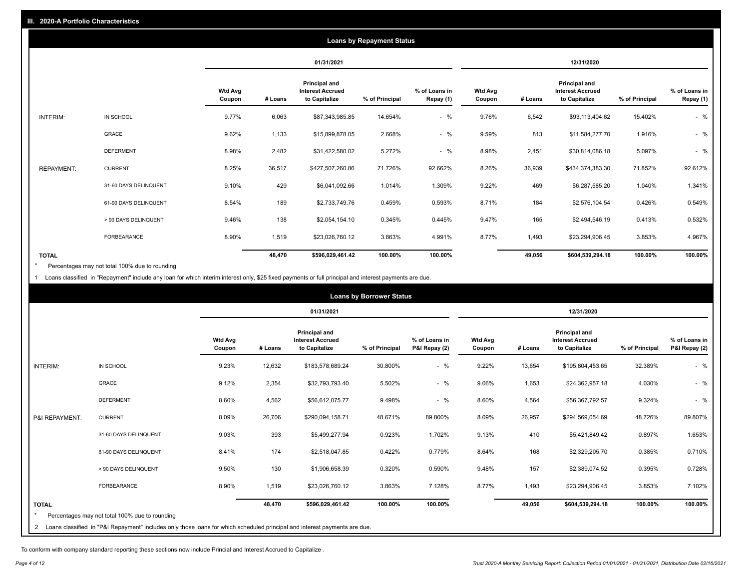## III. 2020-A Portfolio Characteristics

### Loans by Repayment Status

| | | 01/31/2021 | | | | | 12/31/2020 | | | | |
|---|---|---|---|---|---|---|---|---|---|---|---|
| | | Wtd Avg Coupon | # Loans | Principal and Interest Accrued to Capitalize | % of Principal | % of Loans in Repay (1) | Wtd Avg Coupon | # Loans | Principal and Interest Accrued to Capitalize | % of Principal | % of Loans in Repay (1) |
| INTERIM: | IN SCHOOL | 9.77% | 6,063 | $87,343,985.85 | 14.654% | - % | 9.76% | 6,542 | $93,113,404.62 | 15.402% | - % |
| | GRACE | 9.62% | 1,133 | $15,899,878.05 | 2.668% | - % | 9.59% | 813 | $11,584,277.70 | 1.916% | - % |
| | DEFERMENT | 8.98% | 2,482 | $31,422,580.02 | 5.272% | - % | 8.98% | 2,451 | $30,814,086.18 | 5.097% | - % |
| REPAYMENT: | CURRENT | 8.25% | 36,517 | $427,507,260.86 | 71.726% | 92.662% | 8.26% | 36,939 | $434,374,383.30 | 71.852% | 92.612% |
| | 31-60 DAYS DELINQUENT | 9.10% | 429 | $6,041,092.66 | 1.014% | 1.309% | 9.22% | 469 | $6,287,585.20 | 1.040% | 1.341% |
| | 61-90 DAYS DELINQUENT | 8.54% | 189 | $2,733,749.76 | 0.459% | 0.593% | 8.71% | 184 | $2,576,104.54 | 0.426% | 0.549% |
| | > 90 DAYS DELINQUENT | 9.46% | 138 | $2,054,154.10 | 0.345% | 0.445% | 9.47% | 165 | $2,494,546.19 | 0.413% | 0.532% |
| | FORBEARANCE | 8.90% | 1,519 | $23,026,760.12 | 3.863% | 4.991% | 8.77% | 1,493 | $23,294,906.45 | 3.853% | 4.967% |
| TOTAL | | | 48,470 | $596,029,461.42 | 100.00% | 100.00% | | 49,056 | $604,539,294.18 | 100.00% | 100.00% |

\* Percentages may not total 100% due to rounding

1 Loans classified in "Repayment" include any loan for which interim interest only, $25 fixed payments or full principal and interest payments are due.

### Loans by Borrower Status

| | | 01/31/2021 | | | | | 12/31/2020 | | | | |
|---|---|---|---|---|---|---|---|---|---|---|---|
| | | Wtd Avg Coupon | # Loans | Principal and Interest Accrued to Capitalize | % of Principal | % of Loans in P&I Repay (2) | Wtd Avg Coupon | # Loans | Principal and Interest Accrued to Capitalize | % of Principal | % of Loans in P&I Repay (2) |
| INTERIM: | IN SCHOOL | 9.23% | 12,632 | $183,578,689.24 | 30.800% | - % | 9.22% | 13,654 | $195,804,453.65 | 32.389% | - % |
| | GRACE | 9.12% | 2,354 | $32,793,793.40 | 5.502% | - % | 9.06% | 1,653 | $24,362,957.18 | 4.030% | - % |
| | DEFERMENT | 8.60% | 4,562 | $56,612,075.77 | 9.498% | - % | 8.60% | 4,564 | $56,367,792.57 | 9.324% | - % |
| P&I REPAYMENT: | CURRENT | 8.09% | 26,706 | $290,094,158.71 | 48.671% | 89.800% | 8.09% | 26,957 | $294,569,054.69 | 48.726% | 89.807% |
| | 31-60 DAYS DELINQUENT | 9.03% | 393 | $5,499,277.94 | 0.923% | 1.702% | 9.13% | 410 | $5,421,849.42 | 0.897% | 1.653% |
| | 61-90 DAYS DELINQUENT | 8.41% | 174 | $2,518,047.85 | 0.422% | 0.779% | 8.64% | 168 | $2,329,205.70 | 0.385% | 0.710% |
| | > 90 DAYS DELINQUENT | 9.50% | 130 | $1,906,658.39 | 0.320% | 0.590% | 9.48% | 157 | $2,389,074.52 | 0.395% | 0.728% |
| | FORBEARANCE | 8.90% | 1,519 | $23,026,760.12 | 3.863% | 7.128% | 8.77% | 1,493 | $23,294,906.45 | 3.853% | 7.102% |
| TOTAL | | | 48,470 | $596,029,461.42 | 100.00% | 100.00% | | 49,056 | $604,539,294.18 | 100.00% | 100.00% |

\* Percentages may not total 100% due to rounding

2 Loans classified in "P&I Repayment" includes only those loans for which scheduled principal and interest payments are due.

To conform with company standard reporting these sections now include Princial and Interest Accrued to Capitalize .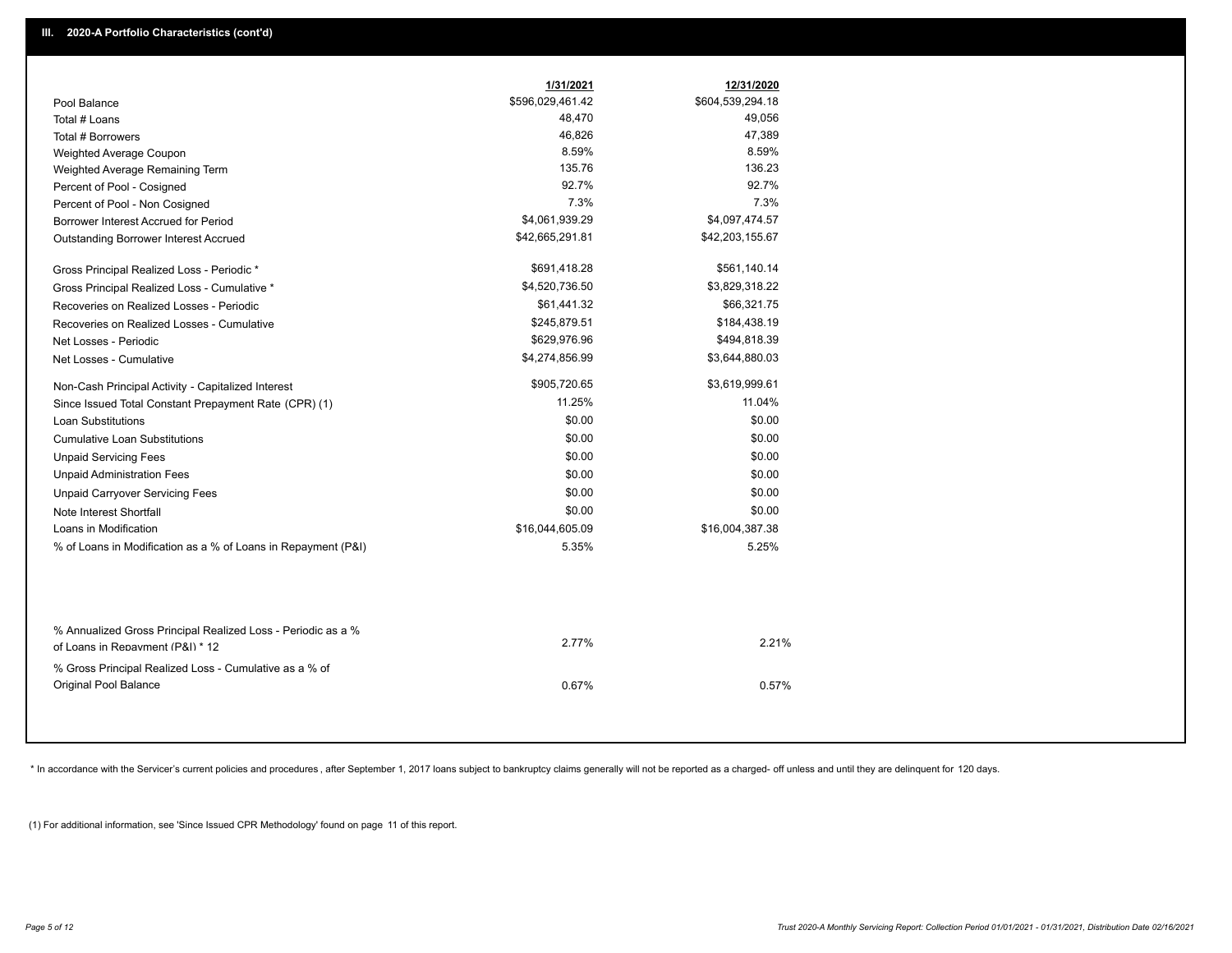## III. 2020-A Portfolio Characteristics (cont'd)

| | 1/31/2021 | 12/31/2020 |
|---|---|---|
| Pool Balance | $596,029,461.42 | $604,539,294.18 |
| Total # Loans | 48,470 | 49,056 |
| Total # Borrowers | 46,826 | 47,389 |
| Weighted Average Coupon | 8.59% | 8.59% |
| Weighted Average Remaining Term | 135.76 | 136.23 |
| Percent of Pool - Cosigned | 92.7% | 92.7% |
| Percent of Pool - Non Cosigned | 7.3% | 7.3% |
| Borrower Interest Accrued for Period | $4,061,939.29 | $4,097,474.57 |
| Outstanding Borrower Interest Accrued | $42,665,291.81 | $42,203,155.67 |
| Gross Principal Realized Loss - Periodic * | $691,418.28 | $561,140.14 |
| Gross Principal Realized Loss - Cumulative * | $4,520,736.50 | $3,829,318.22 |
| Recoveries on Realized Losses - Periodic | $61,441.32 | $66,321.75 |
| Recoveries on Realized Losses - Cumulative | $245,879.51 | $184,438.19 |
| Net Losses - Periodic | $629,976.96 | $494,818.39 |
| Net Losses - Cumulative | $4,274,856.99 | $3,644,880.03 |
| Non-Cash Principal Activity - Capitalized Interest | $905,720.65 | $3,619,999.61 |
| Since Issued Total Constant Prepayment Rate (CPR) (1) | 11.25% | 11.04% |
| Loan Substitutions | $0.00 | $0.00 |
| Cumulative Loan Substitutions | $0.00 | $0.00 |
| Unpaid Servicing Fees | $0.00 | $0.00 |
| Unpaid Administration Fees | $0.00 | $0.00 |
| Unpaid Carryover Servicing Fees | $0.00 | $0.00 |
| Note Interest Shortfall | $0.00 | $0.00 |
| Loans in Modification | $16,044,605.09 | $16,004,387.38 |
| % of Loans in Modification as a % of Loans in Repayment (P&I) | 5.35% | 5.25% |
| % Annualized Gross Principal Realized Loss - Periodic as a % of Loans in Repayment (P&I) * 12 | 2.77% | 2.21% |
| % Gross Principal Realized Loss - Cumulative as a % of Original Pool Balance | 0.67% | 0.57% |

* In accordance with the Servicer's current policies and procedures, after September 1, 2017 loans subject to bankruptcy claims generally will not be reported as a charged- off unless and until they are delinquent for 120 days.

(1) For additional information, see 'Since Issued CPR Methodology' found on page 11 of this report.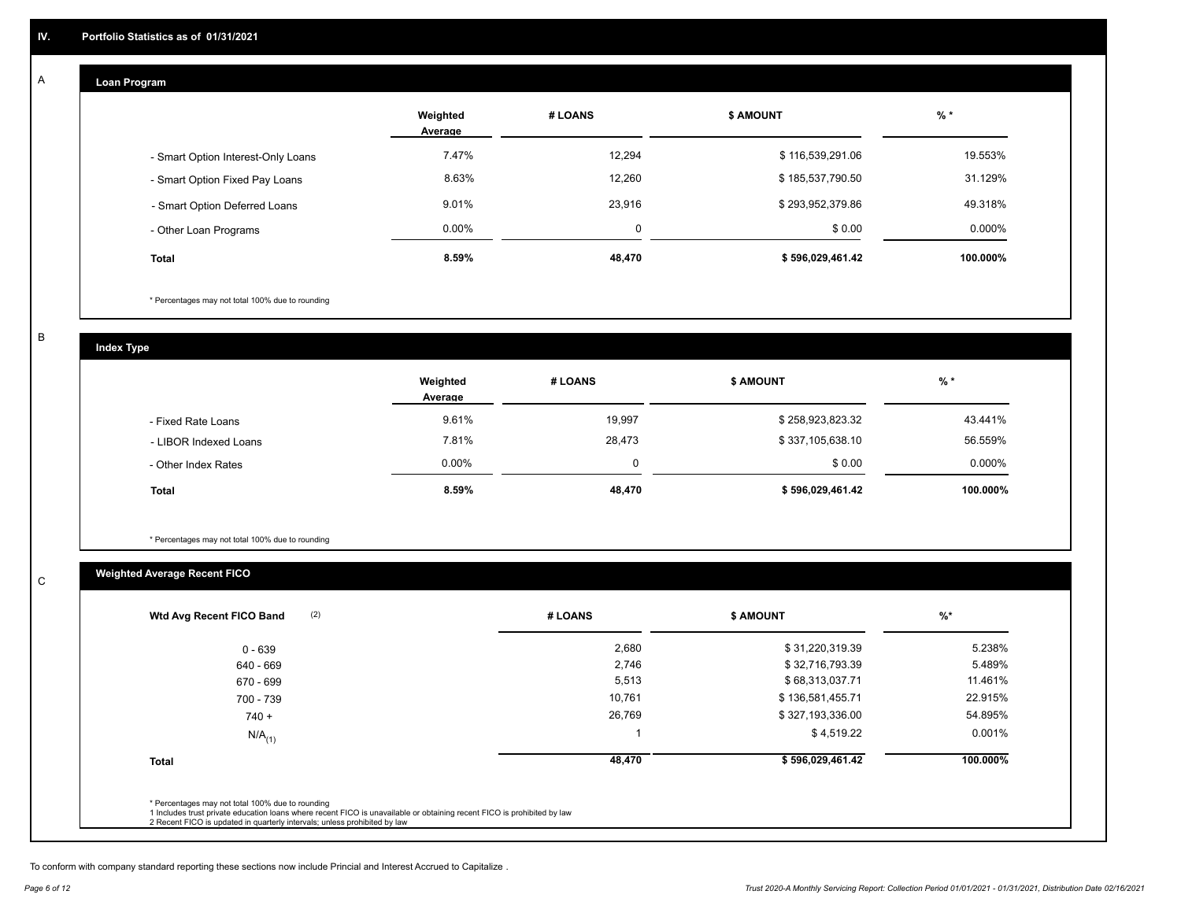## IV. Portfolio Statistics as of 01/31/2021

### A

#### Loan Program

| | Weighted Average | # LOANS | $ AMOUNT | % * |
|---|---|---|---|---|
| - Smart Option Interest-Only Loans | 7.47% | 12,294 | $ 116,539,291.06 | 19.553% |
| - Smart Option Fixed Pay Loans | 8.63% | 12,260 | $ 185,537,790.50 | 31.129% |
| - Smart Option Deferred Loans | 9.01% | 23,916 | $ 293,952,379.86 | 49.318% |
| - Other Loan Programs | 0.00% | 0 | $ 0.00 | 0.000% |
| **Total** | **8.59%** | **48,470** | **$ 596,029,461.42** | **100.000%** |

\* Percentages may not total 100% due to rounding

### B

#### Index Type

| | Weighted Average | # LOANS | $ AMOUNT | % * |
|---|---|---|---|---|
| - Fixed Rate Loans | 9.61% | 19,997 | $ 258,923,823.32 | 43.441% |
| - LIBOR Indexed Loans | 7.81% | 28,473 | $ 337,105,638.10 | 56.559% |
| - Other Index Rates | 0.00% | 0 | $ 0.00 | 0.000% |
| **Total** | **8.59%** | **48,470** | **$ 596,029,461.42** | **100.000%** |

\* Percentages may not total 100% due to rounding

### C

#### Weighted Average Recent FICO

| Wtd Avg Recent FICO Band (2) | # LOANS | $ AMOUNT | %* |
|---|---|---|---|
| 0 - 639 | 2,680 | $ 31,220,319.39 | 5.238% |
| 640 - 669 | 2,746 | $ 32,716,793.39 | 5.489% |
| 670 - 699 | 5,513 | $ 68,313,037.71 | 11.461% |
| 700 - 739 | 10,761 | $ 136,581,455.71 | 22.915% |
| 740 + | 26,769 | $ 327,193,336.00 | 54.895% |
| N/A(1) | 1 | $ 4,519.22 | 0.001% |
| **Total** | **48,470** | **$ 596,029,461.42** | **100.000%** |

\* Percentages may not total 100% due to rounding
1 Includes trust private education loans where recent FICO is unavailable or obtaining recent FICO is prohibited by law
2 Recent FICO is updated in quarterly intervals; unless prohibited by law

To conform with company standard reporting these sections now include Princial and Interest Accrued to Capitalize .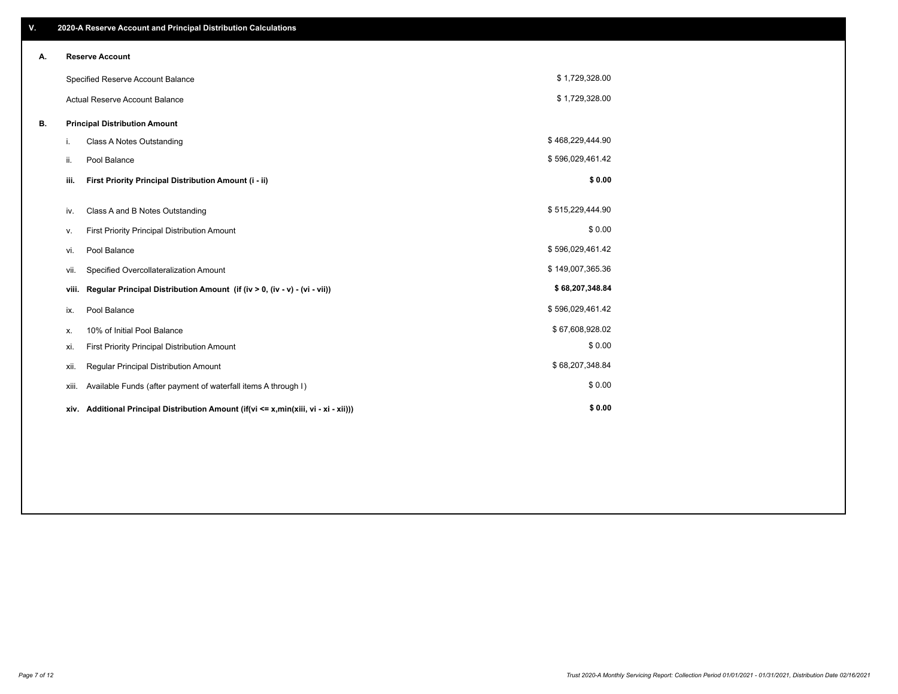## V. 2020-A Reserve Account and Principal Distribution Calculations

### A. Reserve Account

| | |
|---|---|
| Specified Reserve Account Balance | $ 1,729,328.00 |
| Actual Reserve Account Balance | $ 1,729,328.00 |

### B. Principal Distribution Amount

| | | |
|---|---|---|
| i. | Class A Notes Outstanding | $ 468,229,444.90 |
| ii. | Pool Balance | $ 596,029,461.42 |
| **iii.** | **First Priority Principal Distribution Amount (i - ii)** | **$ 0.00** |
| iv. | Class A and B Notes Outstanding | $ 515,229,444.90 |
| v. | First Priority Principal Distribution Amount | $ 0.00 |
| vi. | Pool Balance | $ 596,029,461.42 |
| vii. | Specified Overcollateralization Amount | $ 149,007,365.36 |
| **viii.** | **Regular Principal Distribution Amount (if (iv > 0, (iv - v) - (vi - vii))** | **$ 68,207,348.84** |
| ix. | Pool Balance | $ 596,029,461.42 |
| x. | 10% of Initial Pool Balance | $ 67,608,928.02 |
| xi. | First Priority Principal Distribution Amount | $ 0.00 |
| xii. | Regular Principal Distribution Amount | $ 68,207,348.84 |
| xiii. | Available Funds (after payment of waterfall items A through I) | $ 0.00 |
| **xiv.** | **Additional Principal Distribution Amount (if(vi <= x,min(xiii, vi - xi - xii)))** | **$ 0.00** |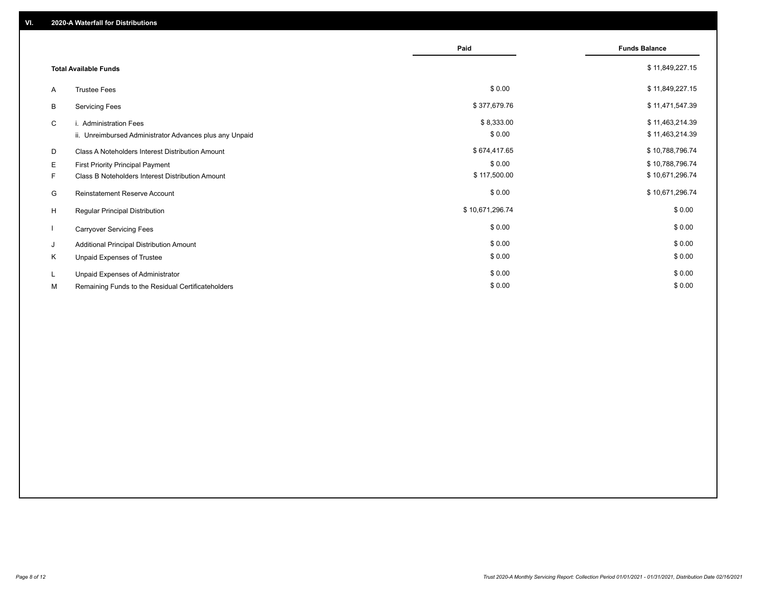## VI. 2020-A Waterfall for Distributions

| | | Paid | Funds Balance |
|---|---|---|---|
| | **Total Available Funds** | | $ 11,849,227.15 |
| A | Trustee Fees | $ 0.00 | $ 11,849,227.15 |
| B | Servicing Fees | $ 377,679.76 | $ 11,471,547.39 |
| C | i. Administration Fees | $ 8,333.00 | $ 11,463,214.39 |
| | ii. Unreimbursed Administrator Advances plus any Unpaid | $ 0.00 | $ 11,463,214.39 |
| D | Class A Noteholders Interest Distribution Amount | $ 674,417.65 | $ 10,788,796.74 |
| E | First Priority Principal Payment | $ 0.00 | $ 10,788,796.74 |
| F | Class B Noteholders Interest Distribution Amount | $ 117,500.00 | $ 10,671,296.74 |
| G | Reinstatement Reserve Account | $ 0.00 | $ 10,671,296.74 |
| H | Regular Principal Distribution | $ 10,671,296.74 | $ 0.00 |
| I | Carryover Servicing Fees | $ 0.00 | $ 0.00 |
| J | Additional Principal Distribution Amount | $ 0.00 | $ 0.00 |
| K | Unpaid Expenses of Trustee | $ 0.00 | $ 0.00 |
| L | Unpaid Expenses of Administrator | $ 0.00 | $ 0.00 |
| M | Remaining Funds to the Residual Certificateholders | $ 0.00 | $ 0.00 |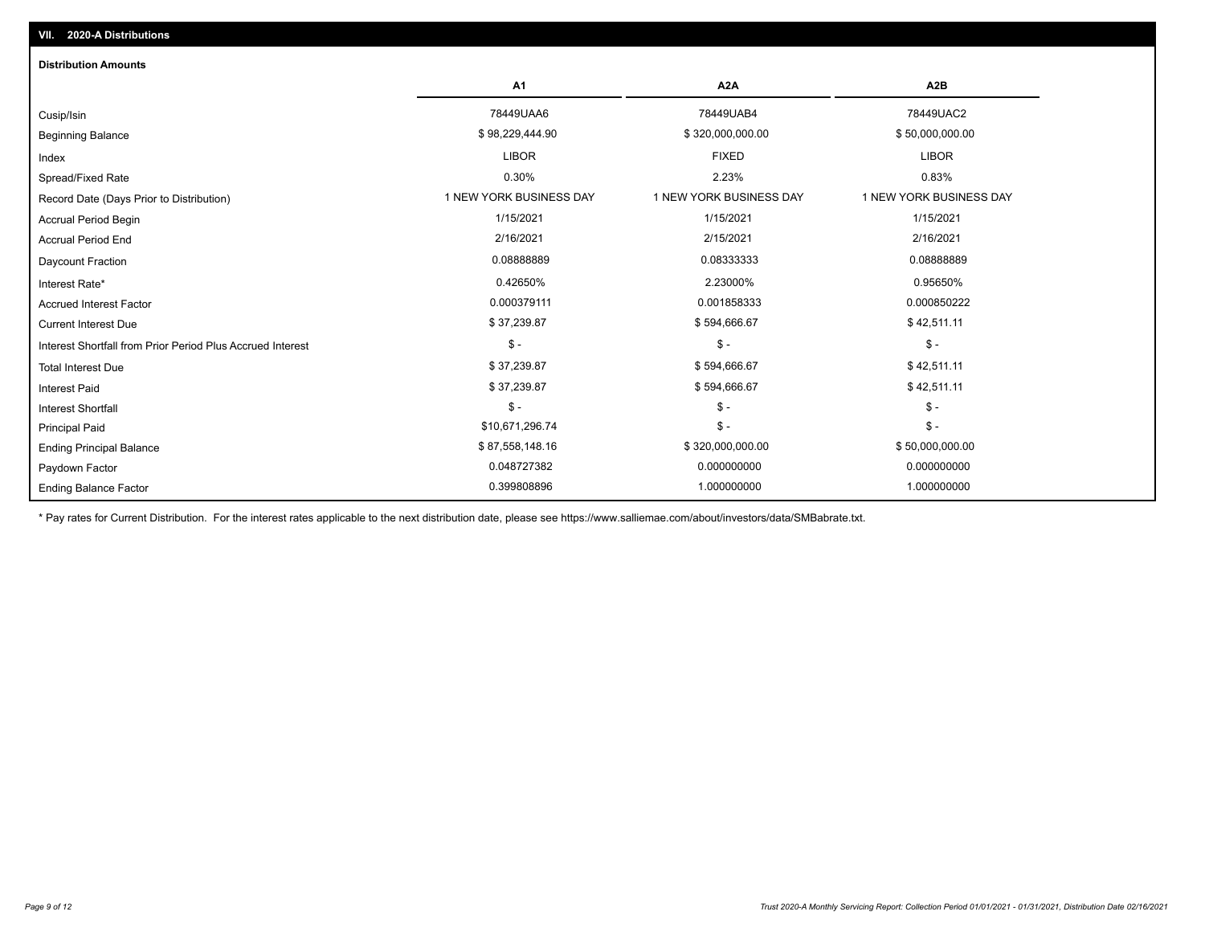## VII. 2020-A Distributions

### Distribution Amounts

| | A1 | A2A | A2B |
|---|---|---|---|
| Cusip/Isin | 78449UAA6 | 78449UAB4 | 78449UAC2 |
| Beginning Balance | $ 98,229,444.90 | $ 320,000,000.00 | $ 50,000,000.00 |
| Index | LIBOR | FIXED | LIBOR |
| Spread/Fixed Rate | 0.30% | 2.23% | 0.83% |
| Record Date (Days Prior to Distribution) | 1 NEW YORK BUSINESS DAY | 1 NEW YORK BUSINESS DAY | 1 NEW YORK BUSINESS DAY |
| Accrual Period Begin | 1/15/2021 | 1/15/2021 | 1/15/2021 |
| Accrual Period End | 2/16/2021 | 2/15/2021 | 2/16/2021 |
| Daycount Fraction | 0.08888889 | 0.08333333 | 0.08888889 |
| Interest Rate* | 0.42650% | 2.23000% | 0.95650% |
| Accrued Interest Factor | 0.000379111 | 0.001858333 | 0.000850222 |
| Current Interest Due | $ 37,239.87 | $ 594,666.67 | $ 42,511.11 |
| Interest Shortfall from Prior Period Plus Accrued Interest | $ - | $ - | $ - |
| Total Interest Due | $ 37,239.87 | $ 594,666.67 | $ 42,511.11 |
| Interest Paid | $ 37,239.87 | $ 594,666.67 | $ 42,511.11 |
| Interest Shortfall | $ - | $ - | $ - |
| Principal Paid | $10,671,296.74 | $ - | $ - |
| Ending Principal Balance | $ 87,558,148.16 | $ 320,000,000.00 | $ 50,000,000.00 |
| Paydown Factor | 0.048727382 | 0.000000000 | 0.000000000 |
| Ending Balance Factor | 0.399808896 | 1.000000000 | 1.000000000 |

* Pay rates for Current Distribution. For the interest rates applicable to the next distribution date, please see https://www.salliemae.com/about/investors/data/SMBabrate.txt.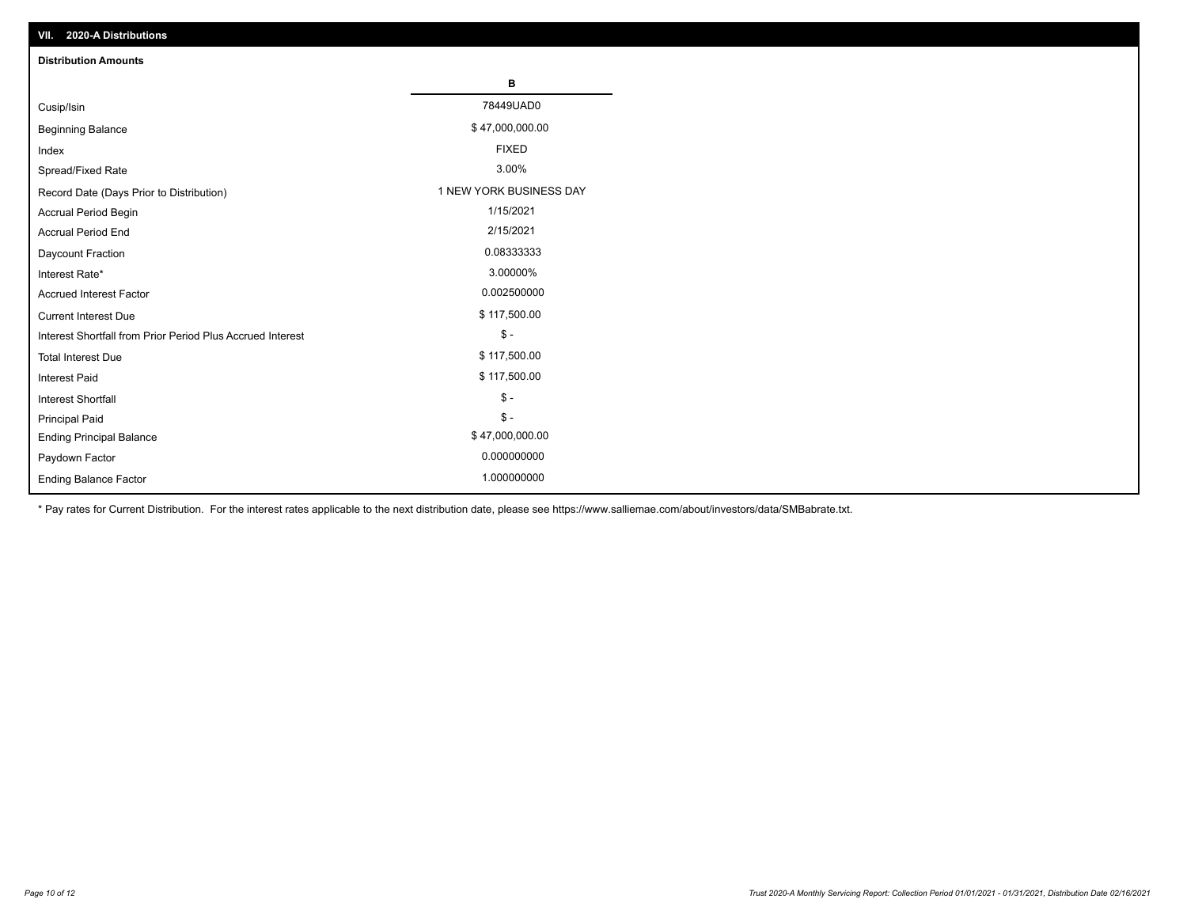## VII. 2020-A Distributions

### Distribution Amounts

| | B |
|---|---|
| Cusip/Isin | 78449UAD0 |
| Beginning Balance | $ 47,000,000.00 |
| Index | FIXED |
| Spread/Fixed Rate | 3.00% |
| Record Date (Days Prior to Distribution) | 1 NEW YORK BUSINESS DAY |
| Accrual Period Begin | 1/15/2021 |
| Accrual Period End | 2/15/2021 |
| Daycount Fraction | 0.08333333 |
| Interest Rate* | 3.00000% |
| Accrued Interest Factor | 0.002500000 |
| Current Interest Due | $ 117,500.00 |
| Interest Shortfall from Prior Period Plus Accrued Interest | $ - |
| Total Interest Due | $ 117,500.00 |
| Interest Paid | $ 117,500.00 |
| Interest Shortfall | $ - |
| Principal Paid | $ - |
| Ending Principal Balance | $ 47,000,000.00 |
| Paydown Factor | 0.000000000 |
| Ending Balance Factor | 1.000000000 |

* Pay rates for Current Distribution. For the interest rates applicable to the next distribution date, please see https://www.salliemae.com/about/investors/data/SMBabrate.txt.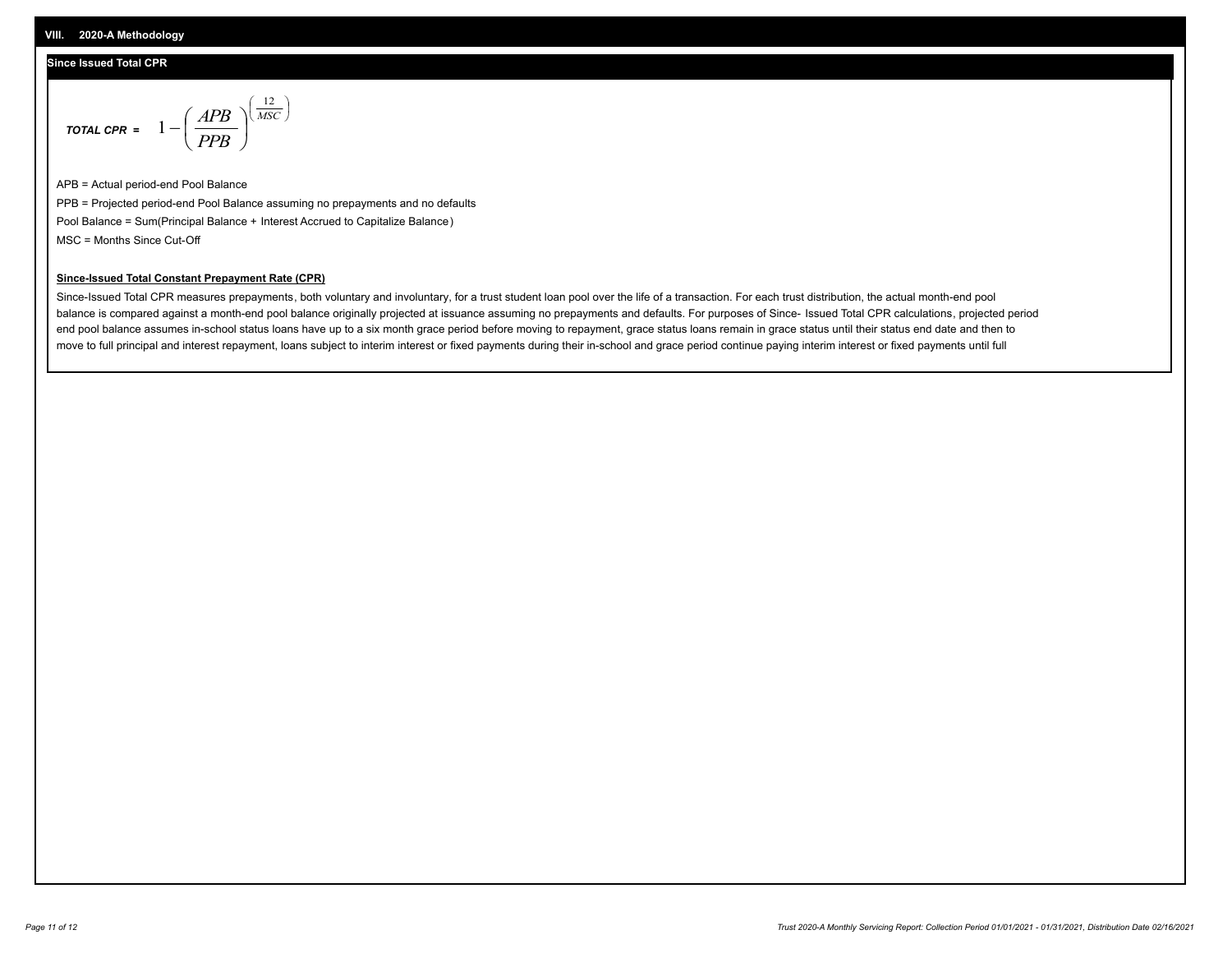## VIII. 2020-A Methodology

### Since Issued Total CPR

$$\textit{TOTAL CPR} = 1 - \left(\frac{APB}{PPB}\right)^{\left(\frac{12}{MSC}\right)}$$

APB = Actual period-end Pool Balance

PPB = Projected period-end Pool Balance assuming no prepayments and no defaults

Pool Balance = Sum(Principal Balance + Interest Accrued to Capitalize Balance)

MSC = Months Since Cut-Off

**Since-Issued Total Constant Prepayment Rate (CPR)**

Since-Issued Total CPR measures prepayments, both voluntary and involuntary, for a trust student loan pool over the life of a transaction. For each trust distribution, the actual month-end pool balance is compared against a month-end pool balance originally projected at issuance assuming no prepayments and defaults. For purposes of Since- Issued Total CPR calculations, projected period end pool balance assumes in-school status loans have up to a six month grace period before moving to repayment, grace status loans remain in grace status until their status end date and then to move to full principal and interest repayment, loans subject to interim interest or fixed payments during their in-school and grace period continue paying interim interest or fixed payments until full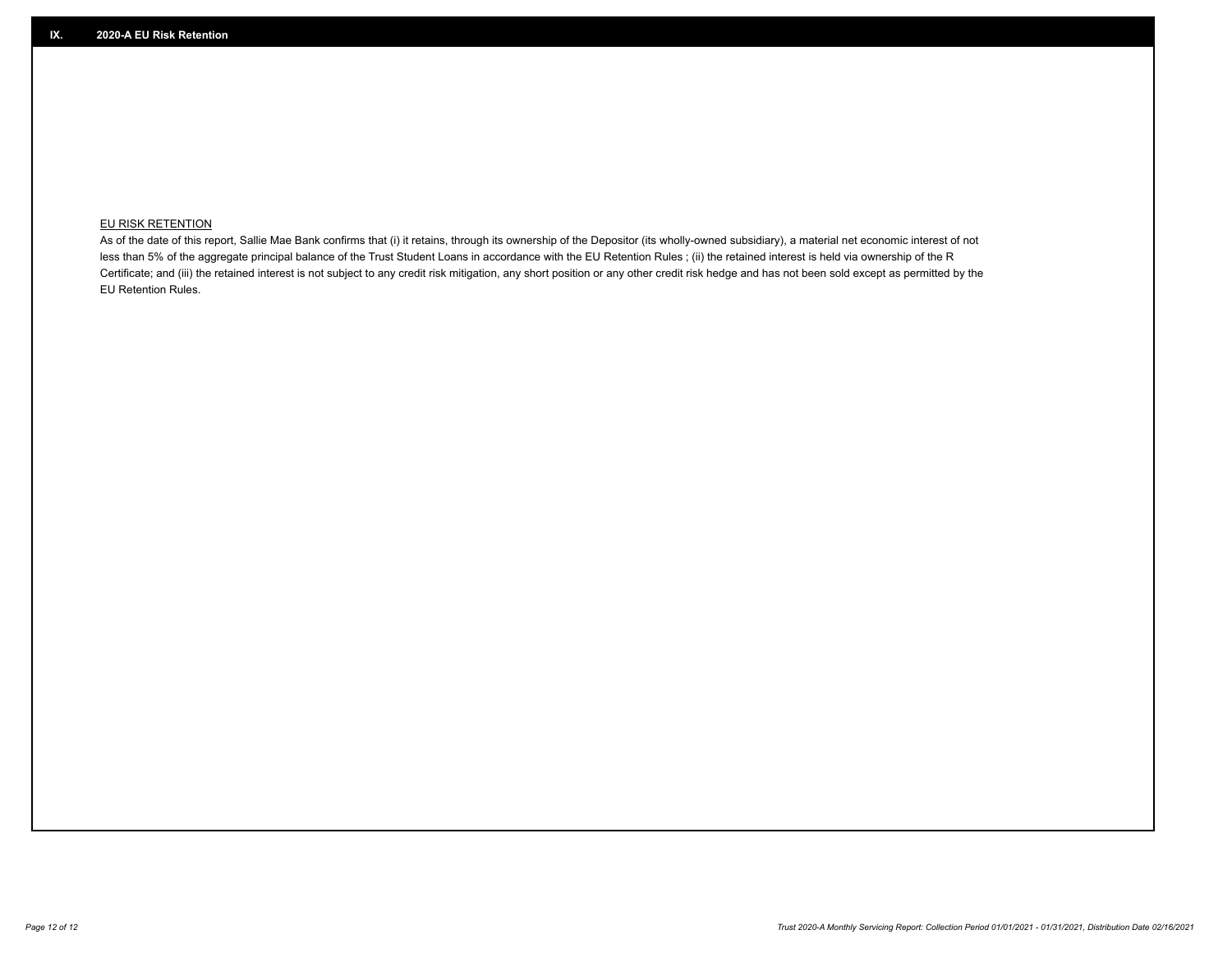## IX. 2020-A EU Risk Retention

EU RISK RETENTION

As of the date of this report, Sallie Mae Bank confirms that (i) it retains, through its ownership of the Depositor (its wholly-owned subsidiary), a material net economic interest of not less than 5% of the aggregate principal balance of the Trust Student Loans in accordance with the EU Retention Rules ; (ii) the retained interest is held via ownership of the R Certificate; and (iii) the retained interest is not subject to any credit risk mitigation, any short position or any other credit risk hedge and has not been sold except as permitted by the EU Retention Rules.